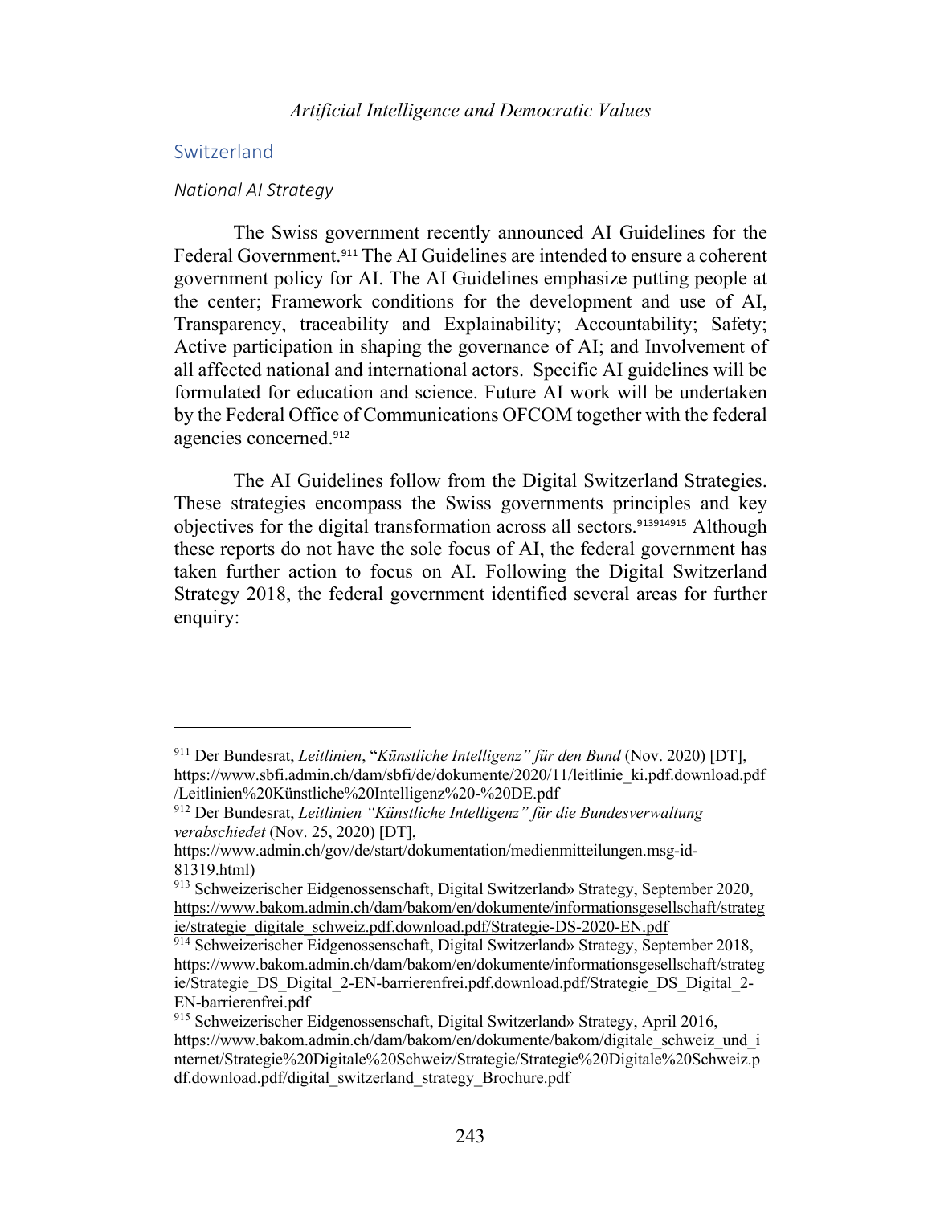## Switzerland

### *National AI Strategy*

The Swiss government recently announced AI Guidelines for the Federal Government.[911] The AI Guidelines are intended to ensure a coherent government policy for AI. The AI Guidelines emphasize putting people at the center; Framework conditions for the development and use of AI, Transparency, traceability and Explainability; Accountability; Safety; Active participation in shaping the governance of AI; and Involvement of all affected national and international actors. Specific AI guidelines will be formulated for education and science. Future AI work will be undertaken by the Federal Office of Communications OFCOM together with the federal agencies concerned.[912]

The AI Guidelines follow from the Digital Switzerland Strategies. These strategies encompass the Swiss governments principles and key objectives for the digital transformation across all sectors.[913][914][915] Although these reports do not have the sole focus of AI, the federal government has taken further action to focus on AI. Following the Digital Switzerland Strategy 2018, the federal government identified several areas for further enquiry:

---

[911] Der Bundesrat, *Leitlinien*, "*Künstliche Intelligenz" für den Bund* (Nov. 2020) [DT], https://www.sbfi.admin.ch/dam/sbfi/de/dokumente/2020/11/leitlinie_ki.pdf.download.pdf/Leitlinien%20Künstliche%20Intelligenz%20-%20DE.pdf

[912] Der Bundesrat, *Leitlinien "Künstliche Intelligenz" für die Bundesverwaltung verabschiedet* (Nov. 25, 2020) [DT], https://www.admin.ch/gov/de/start/dokumentation/medienmitteilungen.msg-id-81319.html)

[913] Schweizerischer Eidgenossenschaft, Digital Switzerland» Strategy, September 2020, https://www.bakom.admin.ch/dam/bakom/en/dokumente/informationsgesellschaft/strategie/strategie_digitale_schweiz.pdf.download.pdf/Strategie-DS-2020-EN.pdf

[914] Schweizerischer Eidgenossenschaft, Digital Switzerland» Strategy, September 2018, https://www.bakom.admin.ch/dam/bakom/en/dokumente/informationsgesellschaft/strategie/Strategie_DS_Digital_2-EN-barrierenfrei.pdf.download.pdf/Strategie_DS_Digital_2-EN-barrierenfrei.pdf

[915] Schweizerischer Eidgenossenschaft, Digital Switzerland» Strategy, April 2016, https://www.bakom.admin.ch/dam/bakom/en/dokumente/bakom/digitale_schweiz_und_internet/Strategie%20Digitale%20Schweiz/Strategie/Strategie%20Digitale%20Schweiz.pdf.download.pdf/digital_switzerland_strategy_Brochure.pdf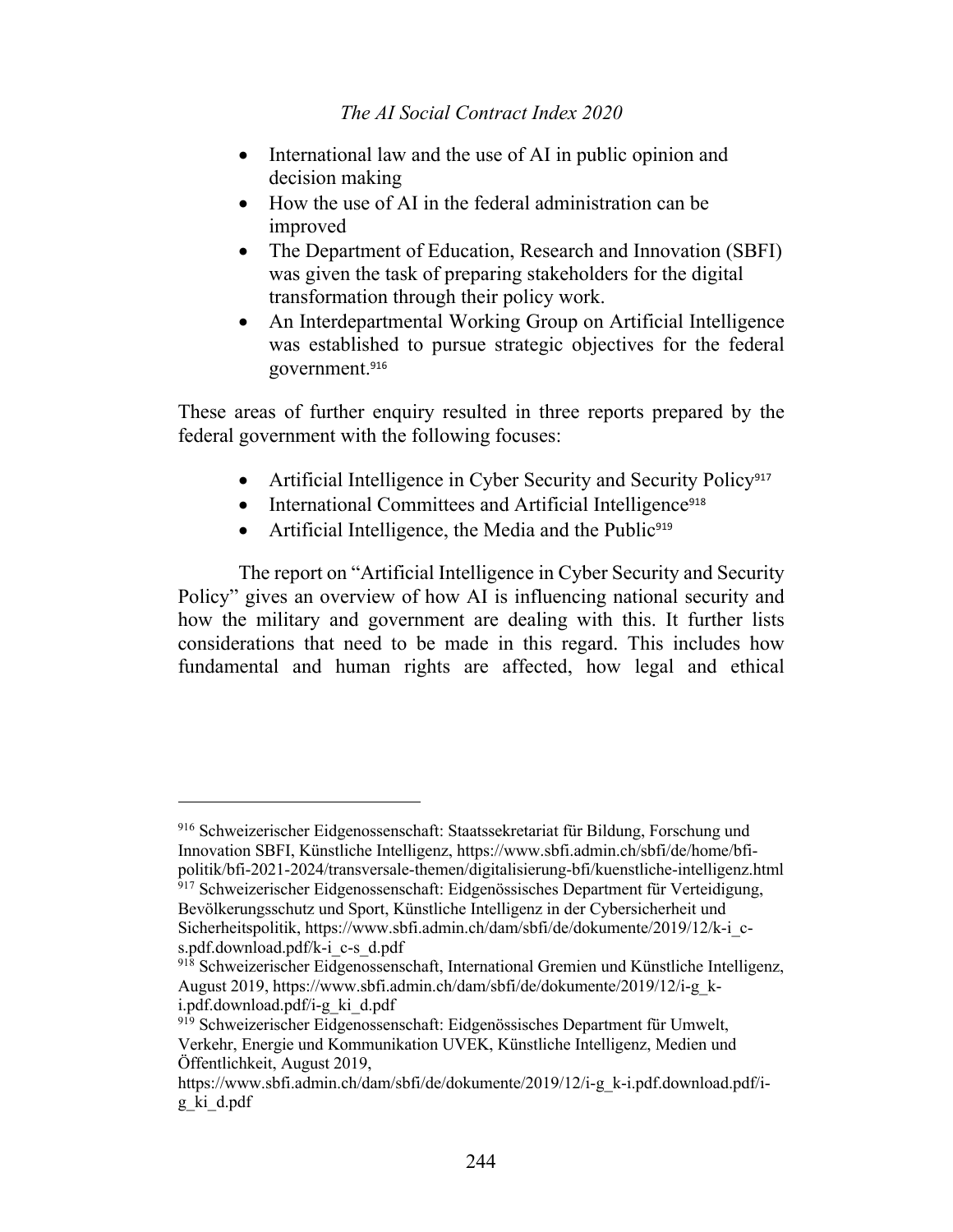- International law and the use of AI in public opinion and decision making
- How the use of AI in the federal administration can be improved
- The Department of Education, Research and Innovation (SBFI) was given the task of preparing stakeholders for the digital transformation through their policy work.
- An Interdepartmental Working Group on Artificial Intelligence was established to pursue strategic objectives for the federal government.[916]

These areas of further enquiry resulted in three reports prepared by the federal government with the following focuses:

- Artificial Intelligence in Cyber Security and Security Policy[917]
- International Committees and Artificial Intelligence[918]
- Artificial Intelligence, the Media and the Public[919]

The report on "Artificial Intelligence in Cyber Security and Security Policy" gives an overview of how AI is influencing national security and how the military and government are dealing with this. It further lists considerations that need to be made in this regard. This includes how fundamental and human rights are affected, how legal and ethical

---

[916] Schweizerischer Eidgenossenschaft: Staatssekretariat für Bildung, Forschung und Innovation SBFI, Künstliche Intelligenz, https://www.sbfi.admin.ch/sbfi/de/home/bfi-politik/bfi-2021-2024/transversale-themen/digitalisierung-bfi/kuenstliche-intelligenz.html

[917] Schweizerischer Eidgenossenschaft: Eidgenössisches Department für Verteidigung, Bevölkerungsschutz und Sport, Künstliche Intelligenz in der Cybersicherheit und Sicherheitspolitik, https://www.sbfi.admin.ch/dam/sbfi/de/dokumente/2019/12/k-i_c-s.pdf.download.pdf/k-i_c-s_d.pdf

[918] Schweizerischer Eidgenossenschaft, International Gremien und Künstliche Intelligenz, August 2019, https://www.sbfi.admin.ch/dam/sbfi/de/dokumente/2019/12/i-g_k-i.pdf.download.pdf/i-g_ki_d.pdf

[919] Schweizerischer Eidgenossenschaft: Eidgenössisches Department für Umwelt, Verkehr, Energie und Kommunikation UVEK, Künstliche Intelligenz, Medien und Öffentlichkeit, August 2019, https://www.sbfi.admin.ch/dam/sbfi/de/dokumente/2019/12/i-g_k-i.pdf.download.pdf/i-g_ki_d.pdf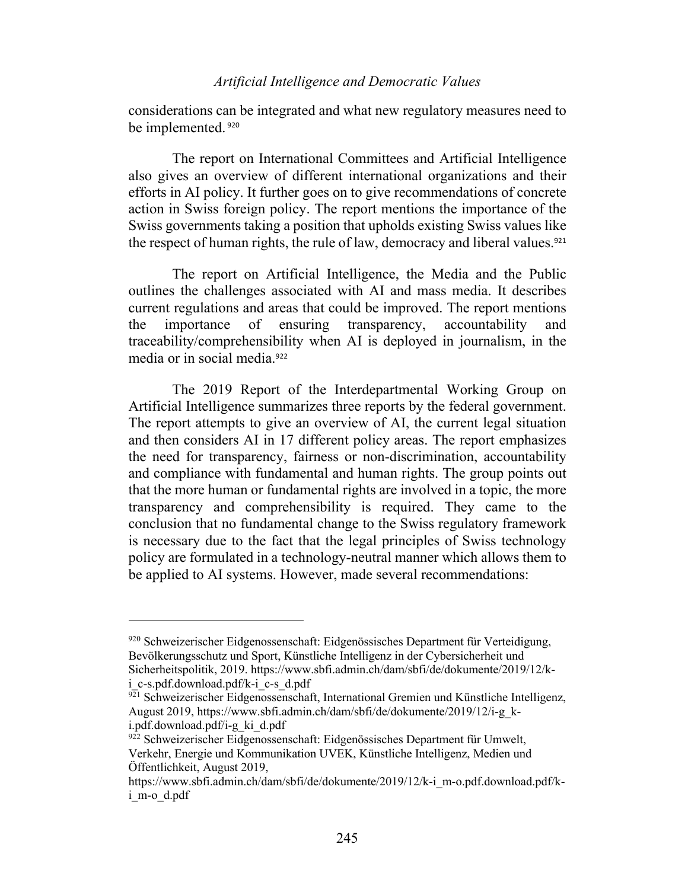considerations can be integrated and what new regulatory measures need to be implemented.[920]

The report on International Committees and Artificial Intelligence also gives an overview of different international organizations and their efforts in AI policy. It further goes on to give recommendations of concrete action in Swiss foreign policy. The report mentions the importance of the Swiss governments taking a position that upholds existing Swiss values like the respect of human rights, the rule of law, democracy and liberal values.[921]

The report on Artificial Intelligence, the Media and the Public outlines the challenges associated with AI and mass media. It describes current regulations and areas that could be improved. The report mentions the importance of ensuring transparency, accountability and traceability/comprehensibility when AI is deployed in journalism, in the media or in social media.[922]

The 2019 Report of the Interdepartmental Working Group on Artificial Intelligence summarizes three reports by the federal government. The report attempts to give an overview of AI, the current legal situation and then considers AI in 17 different policy areas. The report emphasizes the need for transparency, fairness or non-discrimination, accountability and compliance with fundamental and human rights. The group points out that the more human or fundamental rights are involved in a topic, the more transparency and comprehensibility is required. They came to the conclusion that no fundamental change to the Swiss regulatory framework is necessary due to the fact that the legal principles of Swiss technology policy are formulated in a technology-neutral manner which allows them to be applied to AI systems. However, made several recommendations:

---

[920] Schweizerischer Eidgenossenschaft: Eidgenössisches Department für Verteidigung, Bevölkerungsschutz und Sport, Künstliche Intelligenz in der Cybersicherheit und Sicherheitspolitik, 2019. https://www.sbfi.admin.ch/dam/sbfi/de/dokumente/2019/12/k-i_c-s.pdf.download.pdf/k-i_c-s_d.pdf

[921] Schweizerischer Eidgenossenschaft, International Gremien und Künstliche Intelligenz, August 2019, https://www.sbfi.admin.ch/dam/sbfi/de/dokumente/2019/12/i-g_k-i.pdf.download.pdf/i-g_ki_d.pdf

[922] Schweizerischer Eidgenossenschaft: Eidgenössisches Department für Umwelt, Verkehr, Energie und Kommunikation UVEK, Künstliche Intelligenz, Medien und Öffentlichkeit, August 2019, https://www.sbfi.admin.ch/dam/sbfi/de/dokumente/2019/12/k-i_m-o.pdf.download.pdf/k-i_m-o_d.pdf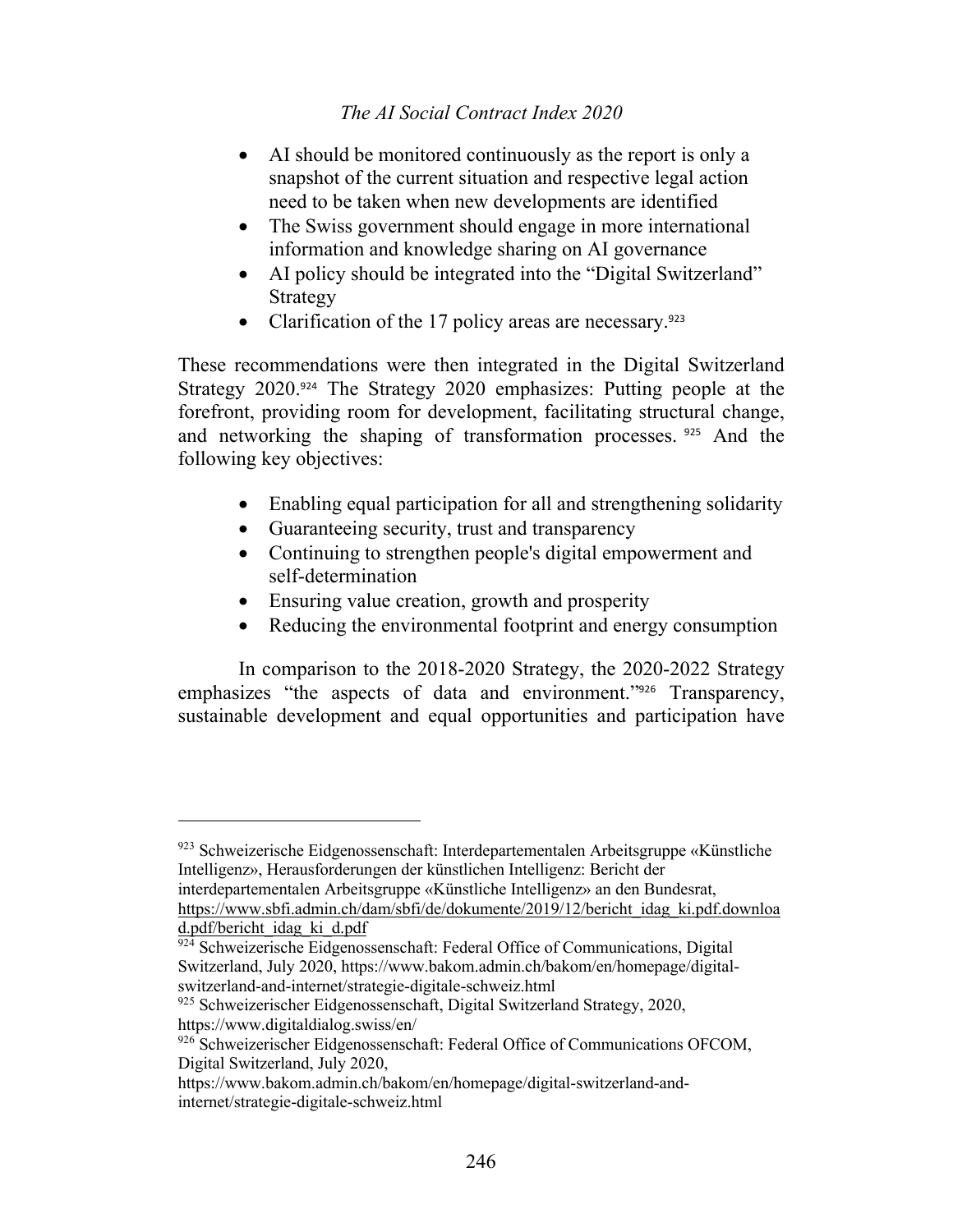- AI should be monitored continuously as the report is only a snapshot of the current situation and respective legal action need to be taken when new developments are identified
- The Swiss government should engage in more international information and knowledge sharing on AI governance
- AI policy should be integrated into the "Digital Switzerland" Strategy
- Clarification of the 17 policy areas are necessary.[923]

These recommendations were then integrated in the Digital Switzerland Strategy 2020.[924] The Strategy 2020 emphasizes: Putting people at the forefront, providing room for development, facilitating structural change, and networking the shaping of transformation processes.[925] And the following key objectives:

- Enabling equal participation for all and strengthening solidarity
- Guaranteeing security, trust and transparency
- Continuing to strengthen people's digital empowerment and self-determination
- Ensuring value creation, growth and prosperity
- Reducing the environmental footprint and energy consumption

In comparison to the 2018-2020 Strategy, the 2020-2022 Strategy emphasizes "the aspects of data and environment."[926] Transparency, sustainable development and equal opportunities and participation have

---

[923] Schweizerische Eidgenossenschaft: Interdepartementalen Arbeitsgruppe «Künstliche Intelligenz», Herausforderungen der künstlichen Intelligenz: Bericht der interdepartementalen Arbeitsgruppe «Künstliche Intelligenz» an den Bundesrat, https://www.sbfi.admin.ch/dam/sbfi/de/dokumente/2019/12/bericht_idag_ki.pdf.download.pdf/bericht_idag_ki_d.pdf

[924] Schweizerische Eidgenossenschaft: Federal Office of Communications, Digital Switzerland, July 2020, https://www.bakom.admin.ch/bakom/en/homepage/digital-switzerland-and-internet/strategie-digitale-schweiz.html

[925] Schweizerischer Eidgenossenschaft, Digital Switzerland Strategy, 2020, https://www.digitaldialog.swiss/en/

[926] Schweizerischer Eidgenossenschaft: Federal Office of Communications OFCOM, Digital Switzerland, July 2020, https://www.bakom.admin.ch/bakom/en/homepage/digital-switzerland-and-internet/strategie-digitale-schweiz.html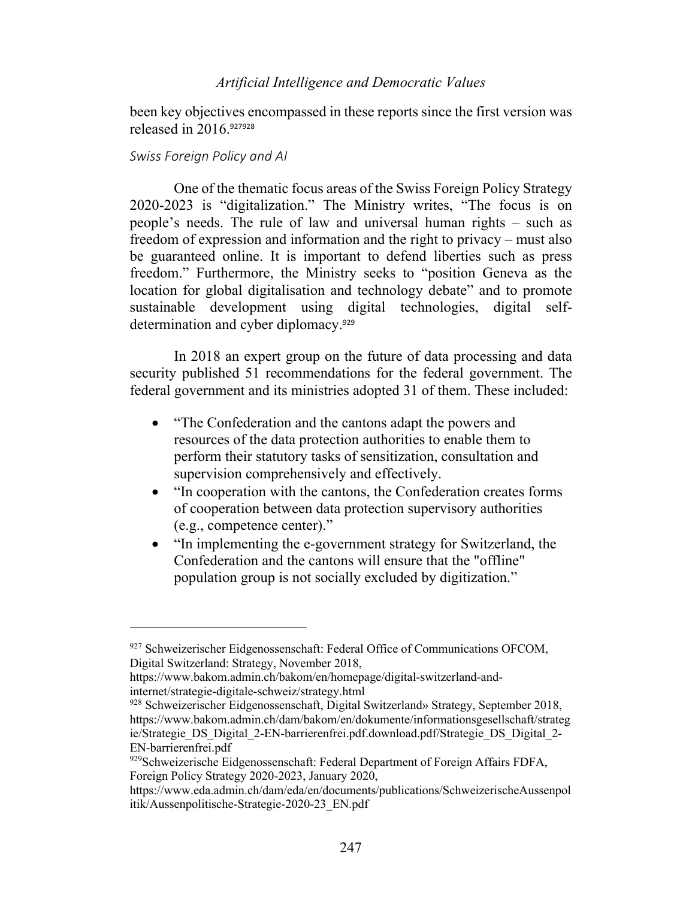been key objectives encompassed in these reports since the first version was released in 2016.[927][928]

### *Swiss Foreign Policy and AI*

One of the thematic focus areas of the Swiss Foreign Policy Strategy 2020-2023 is "digitalization." The Ministry writes, "The focus is on people's needs. The rule of law and universal human rights – such as freedom of expression and information and the right to privacy – must also be guaranteed online. It is important to defend liberties such as press freedom." Furthermore, the Ministry seeks to "position Geneva as the location for global digitalisation and technology debate" and to promote sustainable development using digital technologies, digital self-determination and cyber diplomacy.[929]

In 2018 an expert group on the future of data processing and data security published 51 recommendations for the federal government. The federal government and its ministries adopted 31 of them. These included:

- "The Confederation and the cantons adapt the powers and resources of the data protection authorities to enable them to perform their statutory tasks of sensitization, consultation and supervision comprehensively and effectively.
- "In cooperation with the cantons, the Confederation creates forms of cooperation between data protection supervisory authorities (e.g., competence center)."
- "In implementing the e-government strategy for Switzerland, the Confederation and the cantons will ensure that the "offline" population group is not socially excluded by digitization."

---

[927] Schweizerischer Eidgenossenschaft: Federal Office of Communications OFCOM, Digital Switzerland: Strategy, November 2018, https://www.bakom.admin.ch/bakom/en/homepage/digital-switzerland-and-internet/strategie-digitale-schweiz/strategy.html

[928] Schweizerischer Eidgenossenschaft, Digital Switzerland» Strategy, September 2018, https://www.bakom.admin.ch/dam/bakom/en/dokumente/informationsgesellschaft/strategie/Strategie_DS_Digital_2-EN-barrierenfrei.pdf.download.pdf/Strategie_DS_Digital_2-EN-barrierenfrei.pdf

[929] Schweizerische Eidgenossenschaft: Federal Department of Foreign Affairs FDFA, Foreign Policy Strategy 2020-2023, January 2020, https://www.eda.admin.ch/dam/eda/en/documents/publications/SchweizerischeAussenpolitik/Aussenpolitische-Strategie-2020-23_EN.pdf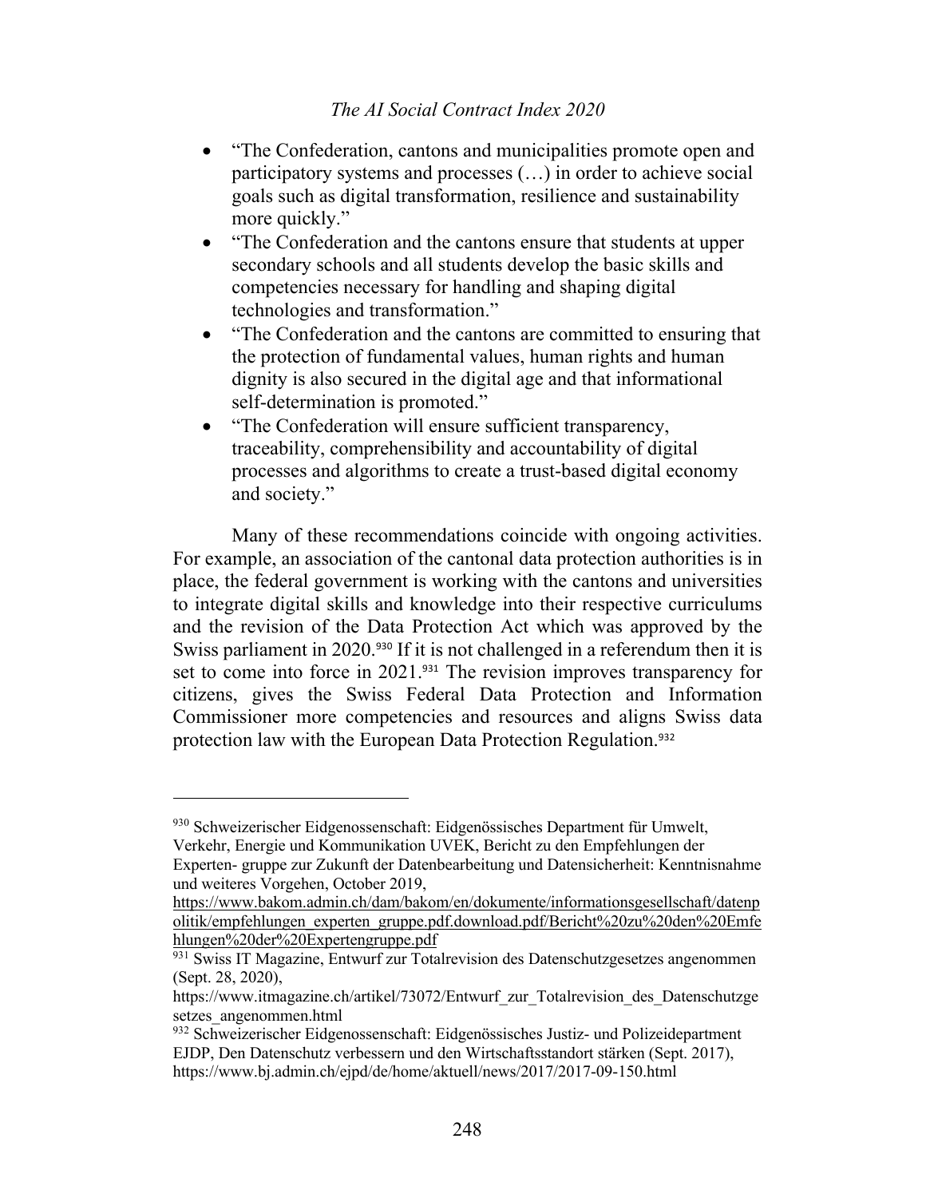- "The Confederation, cantons and municipalities promote open and participatory systems and processes (…) in order to achieve social goals such as digital transformation, resilience and sustainability more quickly."
- "The Confederation and the cantons ensure that students at upper secondary schools and all students develop the basic skills and competencies necessary for handling and shaping digital technologies and transformation."
- "The Confederation and the cantons are committed to ensuring that the protection of fundamental values, human rights and human dignity is also secured in the digital age and that informational self-determination is promoted."
- "The Confederation will ensure sufficient transparency, traceability, comprehensibility and accountability of digital processes and algorithms to create a trust-based digital economy and society."

Many of these recommendations coincide with ongoing activities. For example, an association of the cantonal data protection authorities is in place, the federal government is working with the cantons and universities to integrate digital skills and knowledge into their respective curriculums and the revision of the Data Protection Act which was approved by the Swiss parliament in 2020.[930] If it is not challenged in a referendum then it is set to come into force in 2021.[931] The revision improves transparency for citizens, gives the Swiss Federal Data Protection and Information Commissioner more competencies and resources and aligns Swiss data protection law with the European Data Protection Regulation.[932]

---

[930] Schweizerischer Eidgenossenschaft: Eidgenössisches Department für Umwelt, Verkehr, Energie und Kommunikation UVEK, Bericht zu den Empfehlungen der Experten- gruppe zur Zukunft der Datenbearbeitung und Datensicherheit: Kenntnisnahme und weiteres Vorgehen, October 2019, https://www.bakom.admin.ch/dam/bakom/en/dokumente/informationsgesellschaft/datenpolitik/empfehlungen_experten_gruppe.pdf.download.pdf/Bericht%20zu%20den%20Emfehlungen%20der%20Expertengruppe.pdf

[931] Swiss IT Magazine, Entwurf zur Totalrevision des Datenschutzgesetzes angenommen (Sept. 28, 2020), https://www.itmagazine.ch/artikel/73072/Entwurf_zur_Totalrevision_des_Datenschutzgesetzes_angenommen.html

[932] Schweizerischer Eidgenossenschaft: Eidgenössisches Justiz- und Polizeidepartment EJDP, Den Datenschutz verbessern und den Wirtschaftsstandort stärken (Sept. 2017), https://www.bj.admin.ch/ejpd/de/home/aktuell/news/2017/2017-09-150.html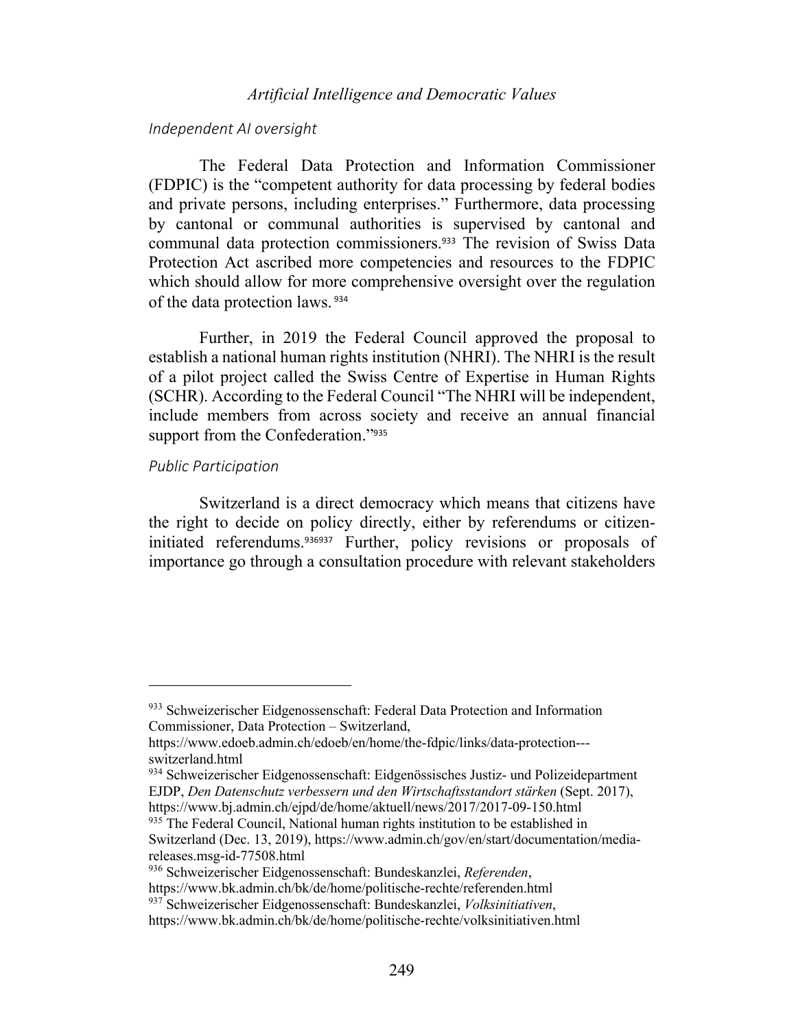### Independent AI oversight

The Federal Data Protection and Information Commissioner (FDPIC) is the "competent authority for data processing by federal bodies and private persons, including enterprises." Furthermore, data processing by cantonal or communal authorities is supervised by cantonal and communal data protection commissioners.[933] The revision of Swiss Data Protection Act ascribed more competencies and resources to the FDPIC which should allow for more comprehensive oversight over the regulation of the data protection laws.[934]

Further, in 2019 the Federal Council approved the proposal to establish a national human rights institution (NHRI). The NHRI is the result of a pilot project called the Swiss Centre of Expertise in Human Rights (SCHR). According to the Federal Council "The NHRI will be independent, include members from across society and receive an annual financial support from the Confederation."[935]

### Public Participation

Switzerland is a direct democracy which means that citizens have the right to decide on policy directly, either by referendums or citizen-initiated referendums.[936][937] Further, policy revisions or proposals of importance go through a consultation procedure with relevant stakeholders

---

[933] Schweizerischer Eidgenossenschaft: Federal Data Protection and Information Commissioner, Data Protection – Switzerland, https://www.edoeb.admin.ch/edoeb/en/home/the-fdpic/links/data-protection---switzerland.html

[934] Schweizerischer Eidgenossenschaft: Eidgenössisches Justiz- und Polizeidepartment EJDP, *Den Datenschutz verbessern und den Wirtschaftsstandort stärken* (Sept. 2017), https://www.bj.admin.ch/ejpd/de/home/aktuell/news/2017/2017-09-150.html

[935] The Federal Council, National human rights institution to be established in Switzerland (Dec. 13, 2019), https://www.admin.ch/gov/en/start/documentation/media-releases.msg-id-77508.html

[936] Schweizerischer Eidgenossenschaft: Bundeskanzlei, *Referenden*, https://www.bk.admin.ch/bk/de/home/politische-rechte/referenden.html

[937] Schweizerischer Eidgenossenschaft: Bundeskanzlei, *Volksinitiativen*, https://www.bk.admin.ch/bk/de/home/politische-rechte/volksinitiativen.html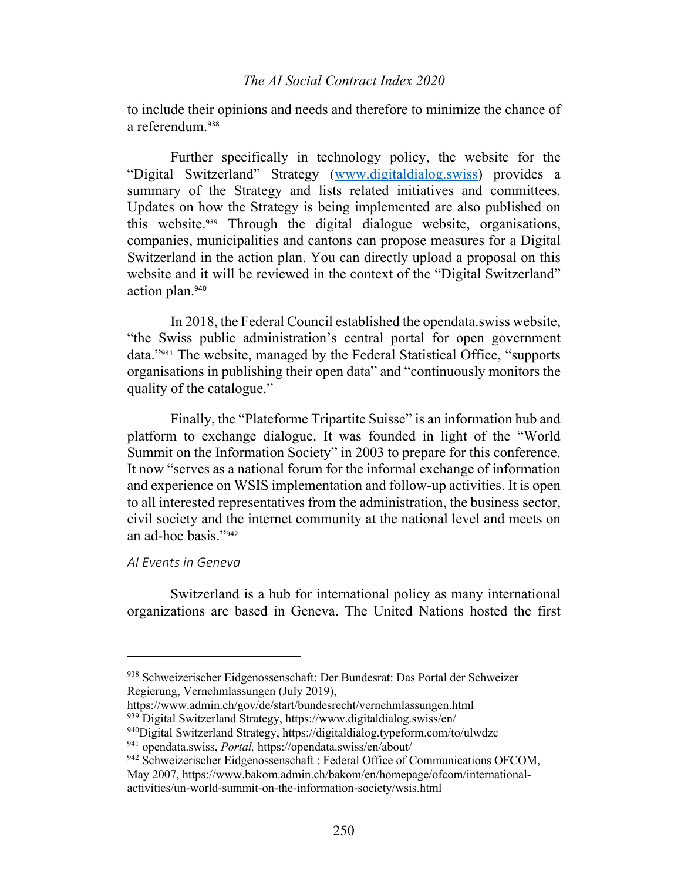to include their opinions and needs and therefore to minimize the chance of a referendum.[938]

Further specifically in technology policy, the website for the "Digital Switzerland" Strategy ([www.digitaldialog.swiss](www.digitaldialog.swiss)) provides a summary of the Strategy and lists related initiatives and committees. Updates on how the Strategy is being implemented are also published on this website.[939] Through the digital dialogue website, organisations, companies, municipalities and cantons can propose measures for a Digital Switzerland in the action plan. You can directly upload a proposal on this website and it will be reviewed in the context of the "Digital Switzerland" action plan.[940]

In 2018, the Federal Council established the opendata.swiss website, "the Swiss public administration's central portal for open government data."[941] The website, managed by the Federal Statistical Office, "supports organisations in publishing their open data" and "continuously monitors the quality of the catalogue."

Finally, the "Plateforme Tripartite Suisse" is an information hub and platform to exchange dialogue. It was founded in light of the "World Summit on the Information Society" in 2003 to prepare for this conference. It now "serves as a national forum for the informal exchange of information and experience on WSIS implementation and follow-up activities. It is open to all interested representatives from the administration, the business sector, civil society and the internet community at the national level and meets on an ad-hoc basis."[942]

*AI Events in Geneva*

Switzerland is a hub for international policy as many international organizations are based in Geneva. The United Nations hosted the first

---

[938] Schweizerischer Eidgenossenschaft: Der Bundesrat: Das Portal der Schweizer Regierung, Vernehmlassungen (July 2019), https://www.admin.ch/gov/de/start/bundesrecht/vernehmlassungen.html

[939] Digital Switzerland Strategy, https://www.digitaldialog.swiss/en/

[940] Digital Switzerland Strategy, https://digitaldialog.typeform.com/to/ulwdzc

[941] opendata.swiss, *Portal,* https://opendata.swiss/en/about/

[942] Schweizerischer Eidgenossenschaft : Federal Office of Communications OFCOM, May 2007, https://www.bakom.admin.ch/bakom/en/homepage/ofcom/international-activities/un-world-summit-on-the-information-society/wsis.html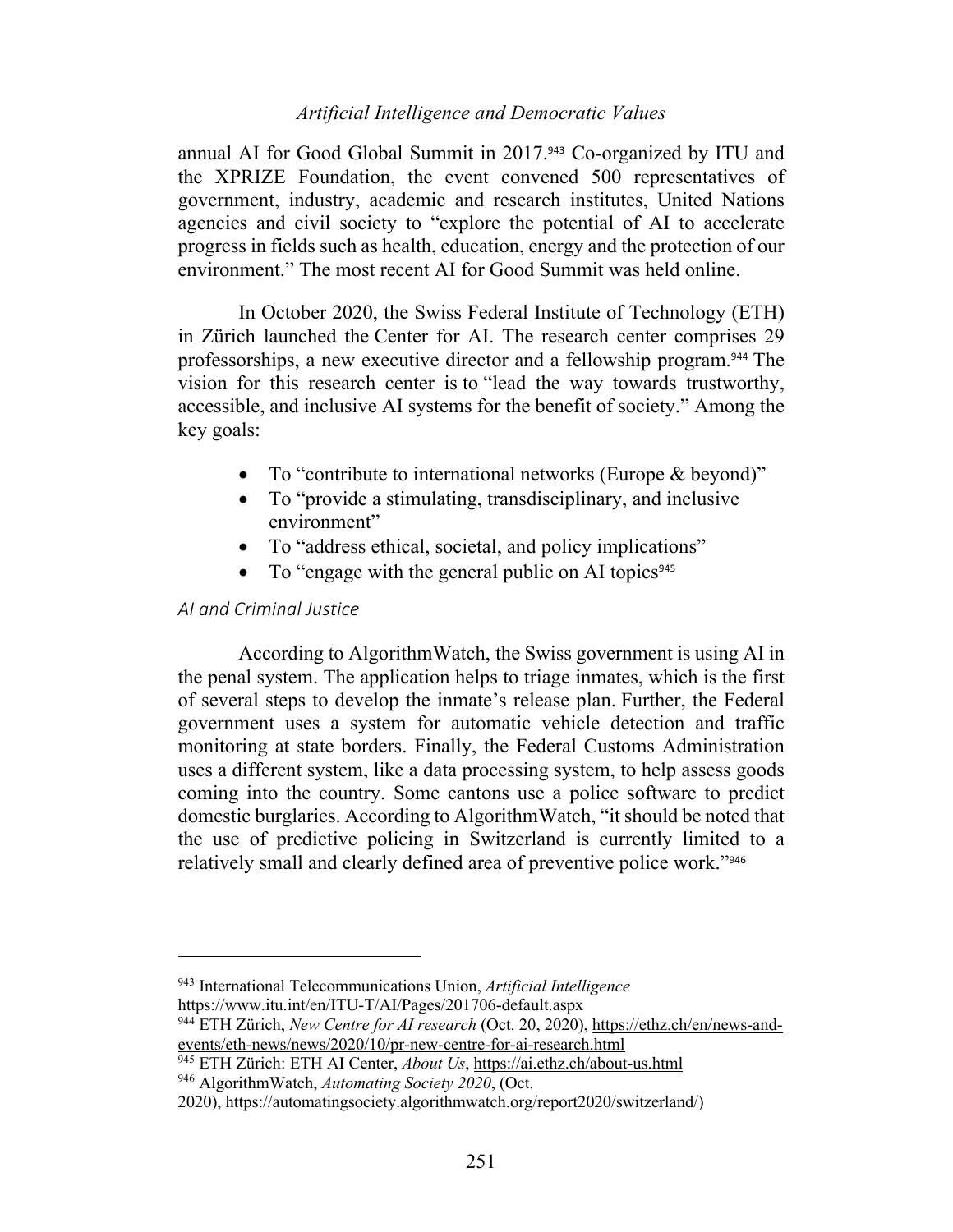annual AI for Good Global Summit in 2017.[943] Co-organized by ITU and the XPRIZE Foundation, the event convened 500 representatives of government, industry, academic and research institutes, United Nations agencies and civil society to "explore the potential of AI to accelerate progress in fields such as health, education, energy and the protection of our environment." The most recent AI for Good Summit was held online.

In October 2020, the Swiss Federal Institute of Technology (ETH) in Zürich launched the Center for AI. The research center comprises 29 professorships, a new executive director and a fellowship program.[944] The vision for this research center is to "lead the way towards trustworthy, accessible, and inclusive AI systems for the benefit of society." Among the key goals:

- To "contribute to international networks (Europe & beyond)"
- To "provide a stimulating, transdisciplinary, and inclusive environment"
- To "address ethical, societal, and policy implications"
- To "engage with the general public on AI topics[945]

### *AI and Criminal Justice*

According to AlgorithmWatch, the Swiss government is using AI in the penal system. The application helps to triage inmates, which is the first of several steps to develop the inmate's release plan. Further, the Federal government uses a system for automatic vehicle detection and traffic monitoring at state borders. Finally, the Federal Customs Administration uses a different system, like a data processing system, to help assess goods coming into the country. Some cantons use a police software to predict domestic burglaries. According to AlgorithmWatch, "it should be noted that the use of predictive policing in Switzerland is currently limited to a relatively small and clearly defined area of preventive police work."[946]

---

[943] International Telecommunications Union, *Artificial Intelligence* https://www.itu.int/en/ITU-T/AI/Pages/201706-default.aspx

[944] ETH Zürich, *New Centre for AI research* (Oct. 20, 2020), https://ethz.ch/en/news-and-events/eth-news/news/2020/10/pr-new-centre-for-ai-research.html

[945] ETH Zürich: ETH AI Center, *About Us*, https://ai.ethz.ch/about-us.html

[946] AlgorithmWatch, *Automating Society 2020*, (Oct. 2020), https://automatingsociety.algorithmwatch.org/report2020/switzerland/)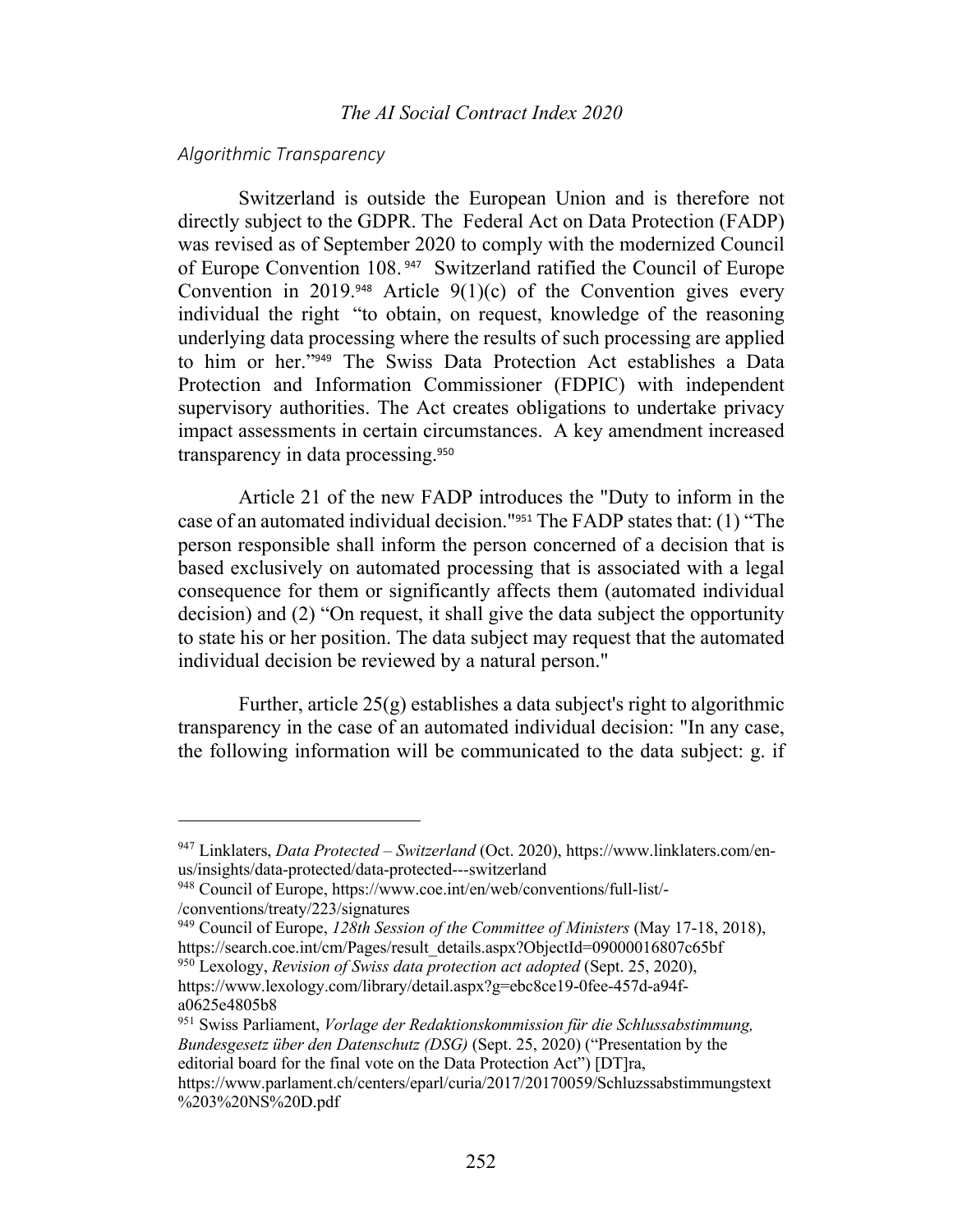*Algorithmic Transparency*

Switzerland is outside the European Union and is therefore not directly subject to the GDPR. The Federal Act on Data Protection (FADP) was revised as of September 2020 to comply with the modernized Council of Europe Convention 108.[947] Switzerland ratified the Council of Europe Convention in 2019.[948] Article 9(1)(c) of the Convention gives every individual the right "to obtain, on request, knowledge of the reasoning underlying data processing where the results of such processing are applied to him or her."[949] The Swiss Data Protection Act establishes a Data Protection and Information Commissioner (FDPIC) with independent supervisory authorities. The Act creates obligations to undertake privacy impact assessments in certain circumstances. A key amendment increased transparency in data processing.[950]

Article 21 of the new FADP introduces the "Duty to inform in the case of an automated individual decision."[951] The FADP states that: (1) "The person responsible shall inform the person concerned of a decision that is based exclusively on automated processing that is associated with a legal consequence for them or significantly affects them (automated individual decision) and (2) "On request, it shall give the data subject the opportunity to state his or her position. The data subject may request that the automated individual decision be reviewed by a natural person."

Further, article 25(g) establishes a data subject's right to algorithmic transparency in the case of an automated individual decision: "In any case, the following information will be communicated to the data subject: g. if

---

[947] Linklaters, *Data Protected – Switzerland* (Oct. 2020), https://www.linklaters.com/en-us/insights/data-protected/data-protected---switzerland

[948] Council of Europe, https://www.coe.int/en/web/conventions/full-list/-/conventions/treaty/223/signatures

[949] Council of Europe, *128th Session of the Committee of Ministers* (May 17-18, 2018), https://search.coe.int/cm/Pages/result_details.aspx?ObjectId=09000016807c65bf

[950] Lexology, *Revision of Swiss data protection act adopted* (Sept. 25, 2020), https://www.lexology.com/library/detail.aspx?g=ebc8ce19-0fee-457d-a94f-a0625e4805b8

[951] Swiss Parliament, *Vorlage der Redaktionskommission für die Schlussabstimmung, Bundesgesetz über den Datenschutz (DSG)* (Sept. 25, 2020) ("Presentation by the editorial board for the final vote on the Data Protection Act") [DT]ra, https://www.parlament.ch/centers/eparl/curia/2017/20170059/Schluzssabstimmungstext%203%20NS%20D.pdf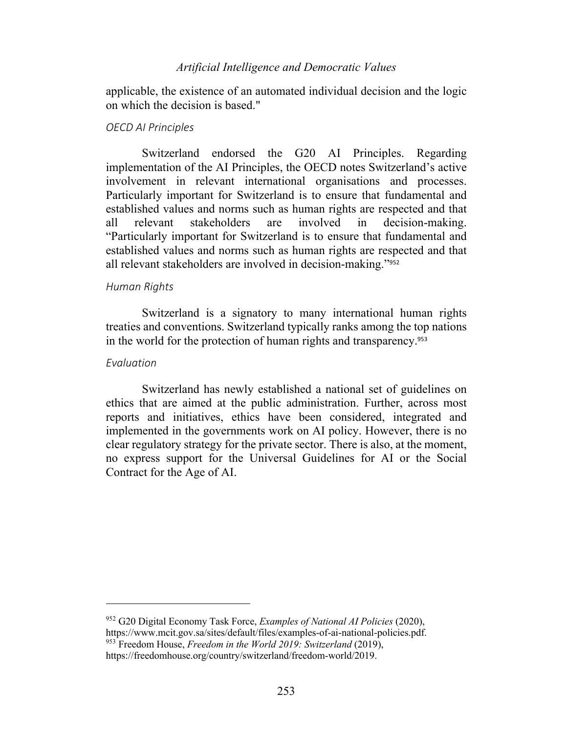applicable, the existence of an automated individual decision and the logic on which the decision is based."

*OECD AI Principles*

Switzerland endorsed the G20 AI Principles. Regarding implementation of the AI Principles, the OECD notes Switzerland's active involvement in relevant international organisations and processes. Particularly important for Switzerland is to ensure that fundamental and established values and norms such as human rights are respected and that all relevant stakeholders are involved in decision-making. "Particularly important for Switzerland is to ensure that fundamental and established values and norms such as human rights are respected and that all relevant stakeholders are involved in decision-making."[952]

*Human Rights*

Switzerland is a signatory to many international human rights treaties and conventions. Switzerland typically ranks among the top nations in the world for the protection of human rights and transparency.[953]

*Evaluation*

Switzerland has newly established a national set of guidelines on ethics that are aimed at the public administration. Further, across most reports and initiatives, ethics have been considered, integrated and implemented in the governments work on AI policy. However, there is no clear regulatory strategy for the private sector. There is also, at the moment, no express support for the Universal Guidelines for AI or the Social Contract for the Age of AI.

---

[952] G20 Digital Economy Task Force, *Examples of National AI Policies* (2020), https://www.mcit.gov.sa/sites/default/files/examples-of-ai-national-policies.pdf.

[953] Freedom House, *Freedom in the World 2019: Switzerland* (2019), https://freedomhouse.org/country/switzerland/freedom-world/2019.